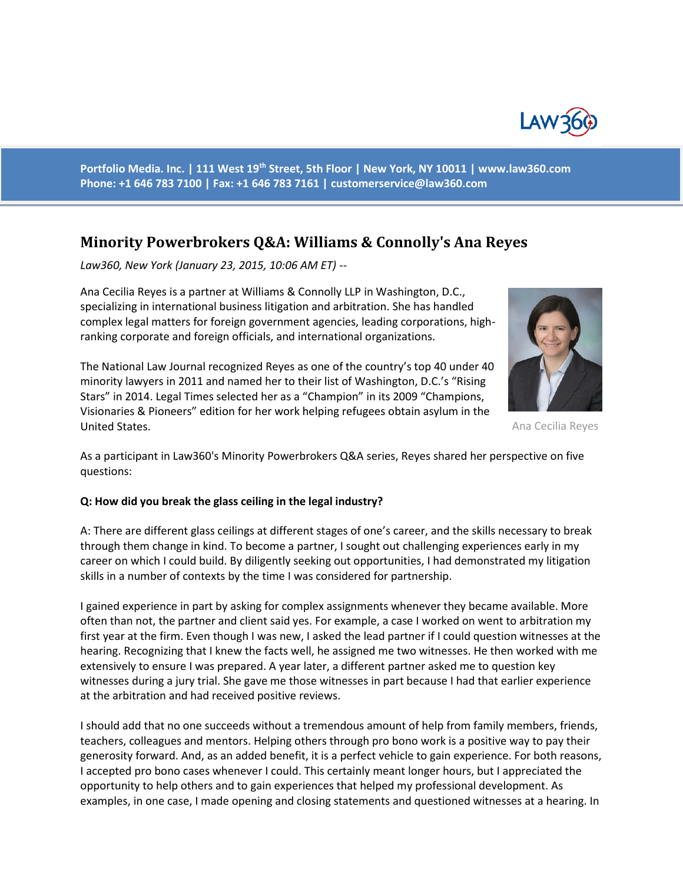Portfolio Media. Inc. | 111 West 19th Street, 5th Floor | New York, NY 10011 | www.law360.com
Phone: +1 646 783 7100 | Fax: +1 646 783 7161 | customerservice@law360.com

# Minority Powerbrokers Q&A: Williams & Connolly's Ana Reyes

*Law360, New York (January 23, 2015, 10:06 AM ET) --*

Ana Cecilia Reyes is a partner at Williams & Connolly LLP in Washington, D.C., specializing in international business litigation and arbitration. She has handled complex legal matters for foreign government agencies, leading corporations, high-ranking corporate and foreign officials, and international organizations.

Ana Cecilia Reyes

The National Law Journal recognized Reyes as one of the country's top 40 under 40 minority lawyers in 2011 and named her to their list of Washington, D.C.'s "Rising Stars" in 2014. Legal Times selected her as a "Champion" in its 2009 "Champions, Visionaries & Pioneers" edition for her work helping refugees obtain asylum in the United States.

As a participant in Law360's Minority Powerbrokers Q&A series, Reyes shared her perspective on five questions:

**Q: How did you break the glass ceiling in the legal industry?**

A: There are different glass ceilings at different stages of one's career, and the skills necessary to break through them change in kind. To become a partner, I sought out challenging experiences early in my career on which I could build. By diligently seeking out opportunities, I had demonstrated my litigation skills in a number of contexts by the time I was considered for partnership.

I gained experience in part by asking for complex assignments whenever they became available. More often than not, the partner and client said yes. For example, a case I worked on went to arbitration my first year at the firm. Even though I was new, I asked the lead partner if I could question witnesses at the hearing. Recognizing that I knew the facts well, he assigned me two witnesses. He then worked with me extensively to ensure I was prepared. A year later, a different partner asked me to question key witnesses during a jury trial. She gave me those witnesses in part because I had that earlier experience at the arbitration and had received positive reviews.

I should add that no one succeeds without a tremendous amount of help from family members, friends, teachers, colleagues and mentors. Helping others through pro bono work is a positive way to pay their generosity forward. And, as an added benefit, it is a perfect vehicle to gain experience. For both reasons, I accepted pro bono cases whenever I could. This certainly meant longer hours, but I appreciated the opportunity to help others and to gain experiences that helped my professional development. As examples, in one case, I made opening and closing statements and questioned witnesses at a hearing. In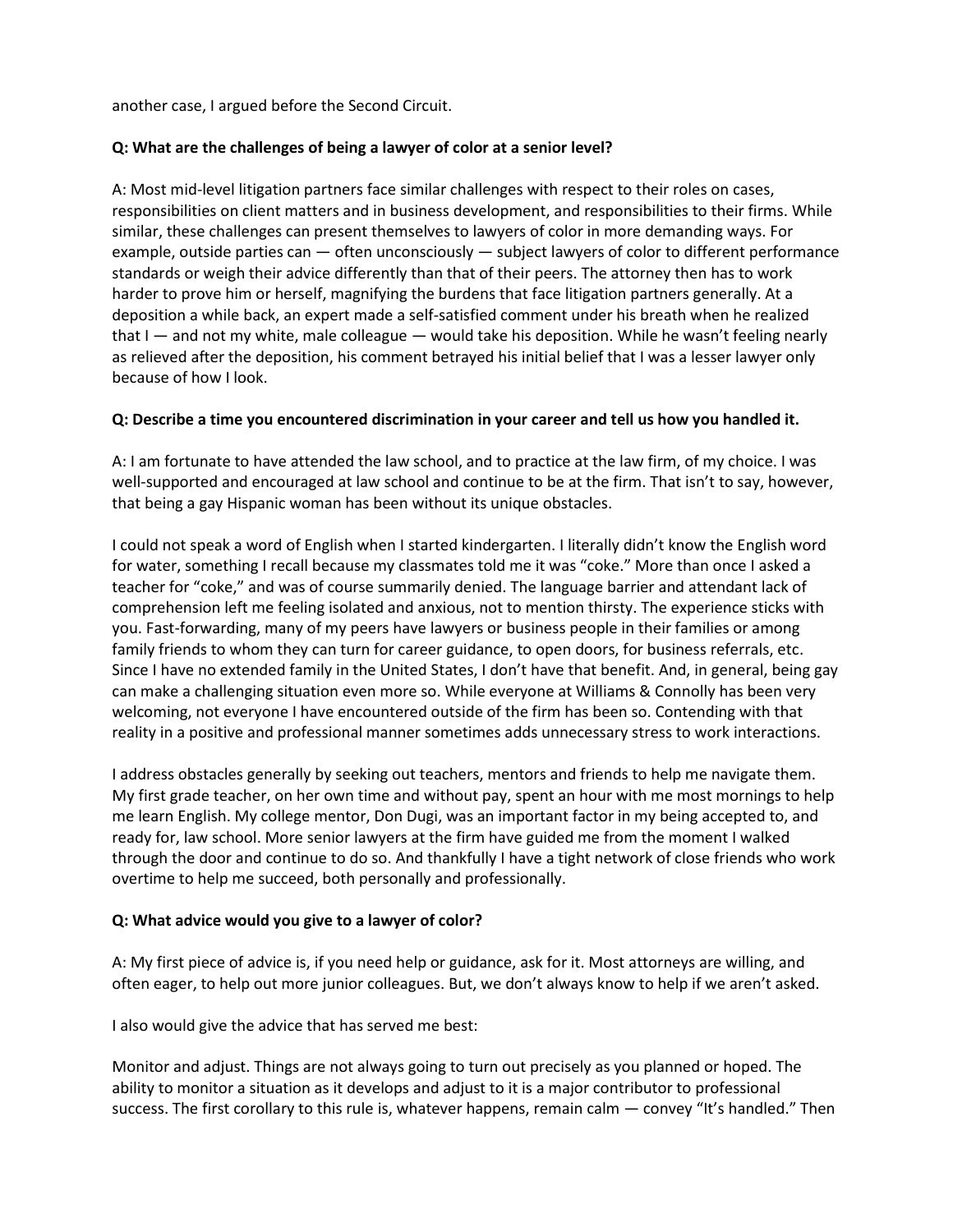another case, I argued before the Second Circuit.

**Q: What are the challenges of being a lawyer of color at a senior level?**

A: Most mid-level litigation partners face similar challenges with respect to their roles on cases, responsibilities on client matters and in business development, and responsibilities to their firms. While similar, these challenges can present themselves to lawyers of color in more demanding ways. For example, outside parties can — often unconsciously — subject lawyers of color to different performance standards or weigh their advice differently than that of their peers. The attorney then has to work harder to prove him or herself, magnifying the burdens that face litigation partners generally. At a deposition a while back, an expert made a self-satisfied comment under his breath when he realized that I — and not my white, male colleague — would take his deposition. While he wasn't feeling nearly as relieved after the deposition, his comment betrayed his initial belief that I was a lesser lawyer only because of how I look.

**Q: Describe a time you encountered discrimination in your career and tell us how you handled it.**

A: I am fortunate to have attended the law school, and to practice at the law firm, of my choice. I was well-supported and encouraged at law school and continue to be at the firm. That isn't to say, however, that being a gay Hispanic woman has been without its unique obstacles.

I could not speak a word of English when I started kindergarten. I literally didn't know the English word for water, something I recall because my classmates told me it was "coke." More than once I asked a teacher for "coke," and was of course summarily denied. The language barrier and attendant lack of comprehension left me feeling isolated and anxious, not to mention thirsty. The experience sticks with you. Fast-forwarding, many of my peers have lawyers or business people in their families or among family friends to whom they can turn for career guidance, to open doors, for business referrals, etc. Since I have no extended family in the United States, I don't have that benefit. And, in general, being gay can make a challenging situation even more so. While everyone at Williams & Connolly has been very welcoming, not everyone I have encountered outside of the firm has been so. Contending with that reality in a positive and professional manner sometimes adds unnecessary stress to work interactions.

I address obstacles generally by seeking out teachers, mentors and friends to help me navigate them. My first grade teacher, on her own time and without pay, spent an hour with me most mornings to help me learn English. My college mentor, Don Dugi, was an important factor in my being accepted to, and ready for, law school. More senior lawyers at the firm have guided me from the moment I walked through the door and continue to do so. And thankfully I have a tight network of close friends who work overtime to help me succeed, both personally and professionally.

**Q: What advice would you give to a lawyer of color?**

A: My first piece of advice is, if you need help or guidance, ask for it. Most attorneys are willing, and often eager, to help out more junior colleagues. But, we don't always know to help if we aren't asked.

I also would give the advice that has served me best:

Monitor and adjust. Things are not always going to turn out precisely as you planned or hoped. The ability to monitor a situation as it develops and adjust to it is a major contributor to professional success. The first corollary to this rule is, whatever happens, remain calm — convey "It's handled." Then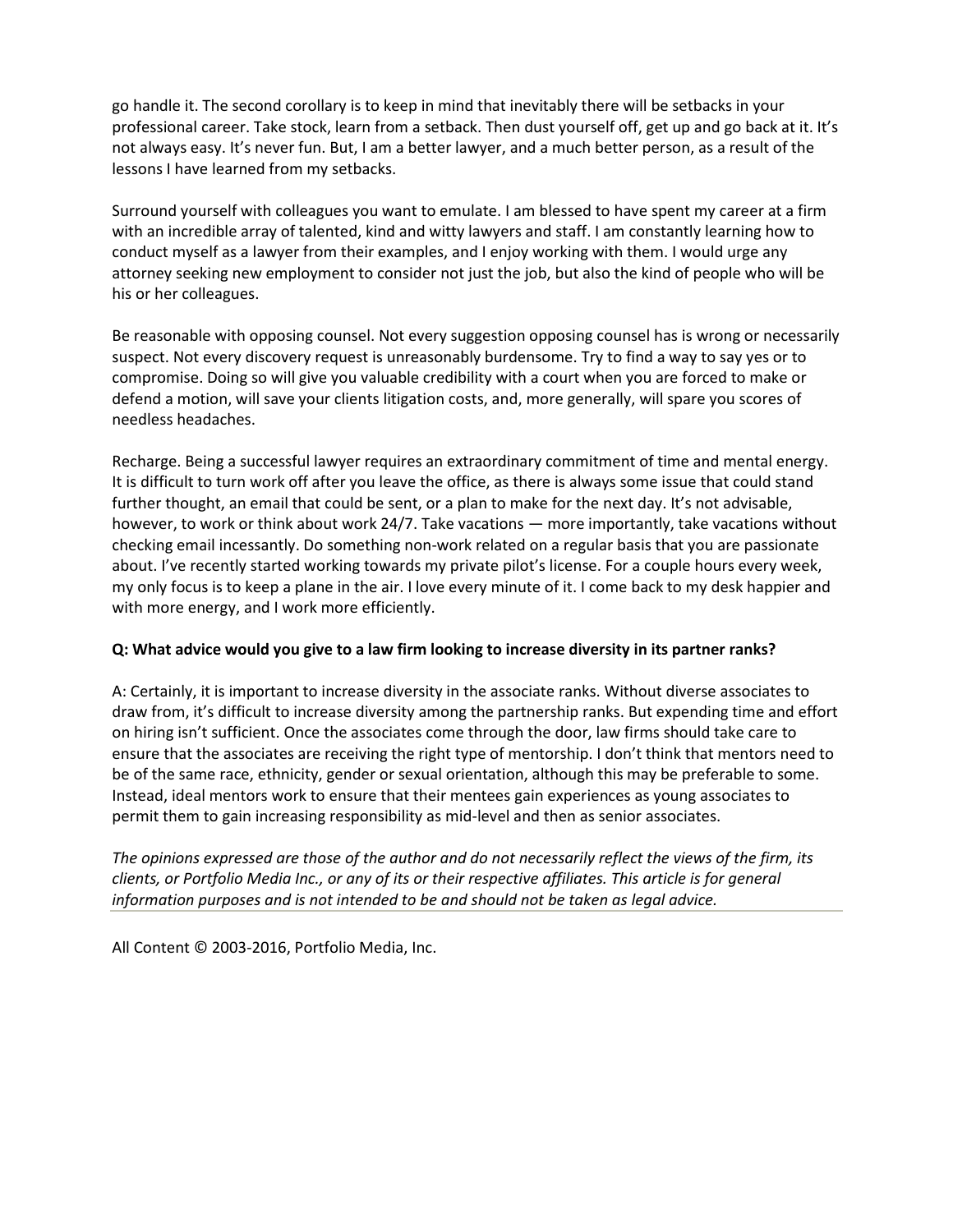go handle it. The second corollary is to keep in mind that inevitably there will be setbacks in your professional career. Take stock, learn from a setback. Then dust yourself off, get up and go back at it. It's not always easy. It's never fun. But, I am a better lawyer, and a much better person, as a result of the lessons I have learned from my setbacks.

Surround yourself with colleagues you want to emulate. I am blessed to have spent my career at a firm with an incredible array of talented, kind and witty lawyers and staff. I am constantly learning how to conduct myself as a lawyer from their examples, and I enjoy working with them. I would urge any attorney seeking new employment to consider not just the job, but also the kind of people who will be his or her colleagues.

Be reasonable with opposing counsel. Not every suggestion opposing counsel has is wrong or necessarily suspect. Not every discovery request is unreasonably burdensome. Try to find a way to say yes or to compromise. Doing so will give you valuable credibility with a court when you are forced to make or defend a motion, will save your clients litigation costs, and, more generally, will spare you scores of needless headaches.

Recharge. Being a successful lawyer requires an extraordinary commitment of time and mental energy. It is difficult to turn work off after you leave the office, as there is always some issue that could stand further thought, an email that could be sent, or a plan to make for the next day. It's not advisable, however, to work or think about work 24/7. Take vacations — more importantly, take vacations without checking email incessantly. Do something non-work related on a regular basis that you are passionate about. I've recently started working towards my private pilot's license. For a couple hours every week, my only focus is to keep a plane in the air. I love every minute of it. I come back to my desk happier and with more energy, and I work more efficiently.

**Q: What advice would you give to a law firm looking to increase diversity in its partner ranks?**

A: Certainly, it is important to increase diversity in the associate ranks. Without diverse associates to draw from, it's difficult to increase diversity among the partnership ranks. But expending time and effort on hiring isn't sufficient. Once the associates come through the door, law firms should take care to ensure that the associates are receiving the right type of mentorship. I don't think that mentors need to be of the same race, ethnicity, gender or sexual orientation, although this may be preferable to some. Instead, ideal mentors work to ensure that their mentees gain experiences as young associates to permit them to gain increasing responsibility as mid-level and then as senior associates.

*The opinions expressed are those of the author and do not necessarily reflect the views of the firm, its clients, or Portfolio Media Inc., or any of its or their respective affiliates. This article is for general information purposes and is not intended to be and should not be taken as legal advice.*

---

All Content © 2003-2016, Portfolio Media, Inc.